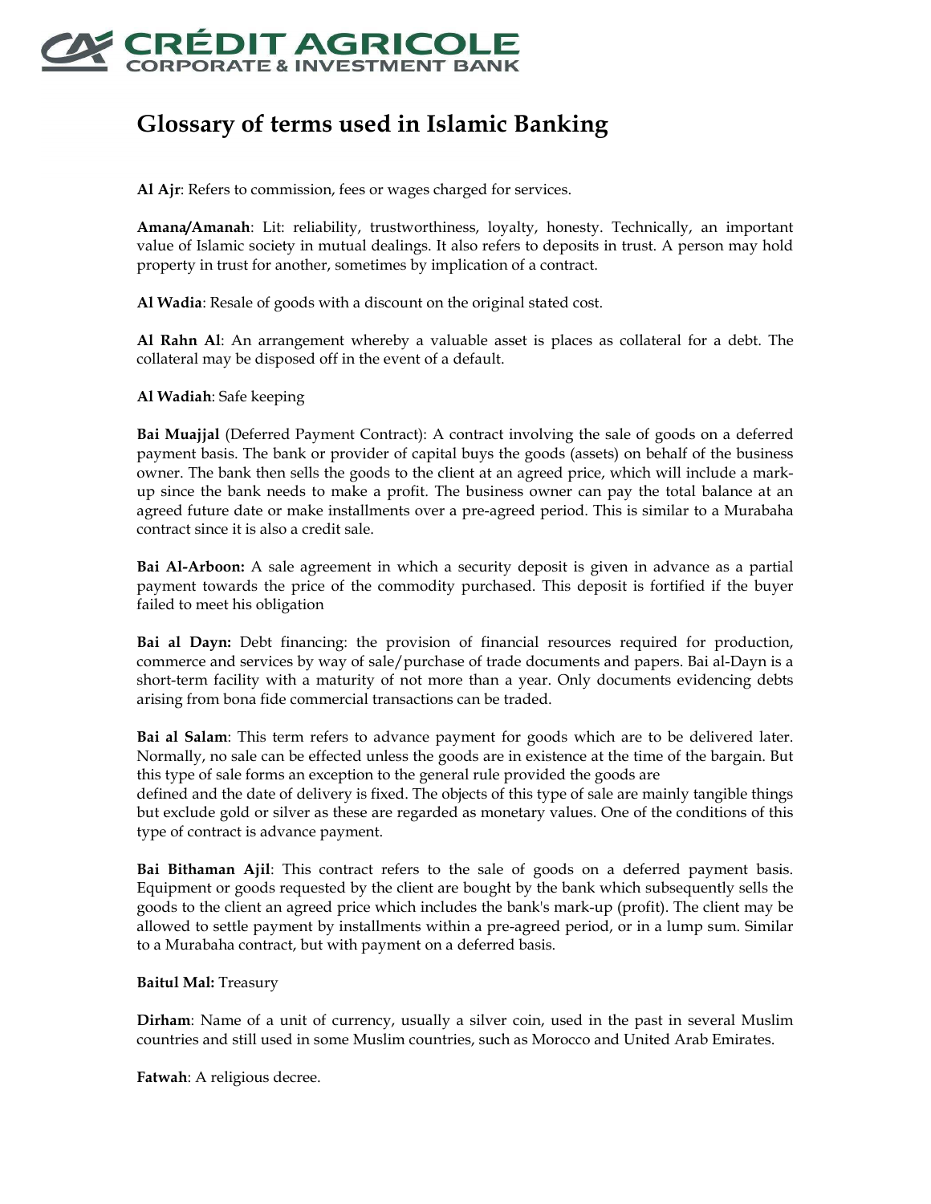# Glossary of terms used in Islamic Banking

**Al Ajr**: Refers to commission, fees or wages charged for services.

**Amana/Amanah**: Lit: reliability, trustworthiness, loyalty, honesty. Technically, an important value of Islamic society in mutual dealings. It also refers to deposits in trust. A person may hold property in trust for another, sometimes by implication of a contract.

**Al Wadia**: Resale of goods with a discount on the original stated cost.

**Al Rahn Al**: An arrangement whereby a valuable asset is places as collateral for a debt. The collateral may be disposed off in the event of a default.

**Al Wadiah**: Safe keeping

**Bai Muajjal** (Deferred Payment Contract): A contract involving the sale of goods on a deferred payment basis. The bank or provider of capital buys the goods (assets) on behalf of the business owner. The bank then sells the goods to the client at an agreed price, which will include a mark-up since the bank needs to make a profit. The business owner can pay the total balance at an agreed future date or make installments over a pre-agreed period. This is similar to a Murabaha contract since it is also a credit sale.

**Bai Al-Arboon:** A sale agreement in which a security deposit is given in advance as a partial payment towards the price of the commodity purchased. This deposit is fortified if the buyer failed to meet his obligation

**Bai al Dayn:** Debt financing: the provision of financial resources required for production, commerce and services by way of sale/purchase of trade documents and papers. Bai al-Dayn is a short-term facility with a maturity of not more than a year. Only documents evidencing debts arising from bona fide commercial transactions can be traded.

**Bai al Salam**: This term refers to advance payment for goods which are to be delivered later. Normally, no sale can be effected unless the goods are in existence at the time of the bargain. But this type of sale forms an exception to the general rule provided the goods are defined and the date of delivery is fixed. The objects of this type of sale are mainly tangible things but exclude gold or silver as these are regarded as monetary values. One of the conditions of this type of contract is advance payment.

**Bai Bithaman Ajil**: This contract refers to the sale of goods on a deferred payment basis. Equipment or goods requested by the client are bought by the bank which subsequently sells the goods to the client an agreed price which includes the bank's mark-up (profit). The client may be allowed to settle payment by installments within a pre-agreed period, or in a lump sum. Similar to a Murabaha contract, but with payment on a deferred basis.

**Baitul Mal:** Treasury

**Dirham**: Name of a unit of currency, usually a silver coin, used in the past in several Muslim countries and still used in some Muslim countries, such as Morocco and United Arab Emirates.

**Fatwah**: A religious decree.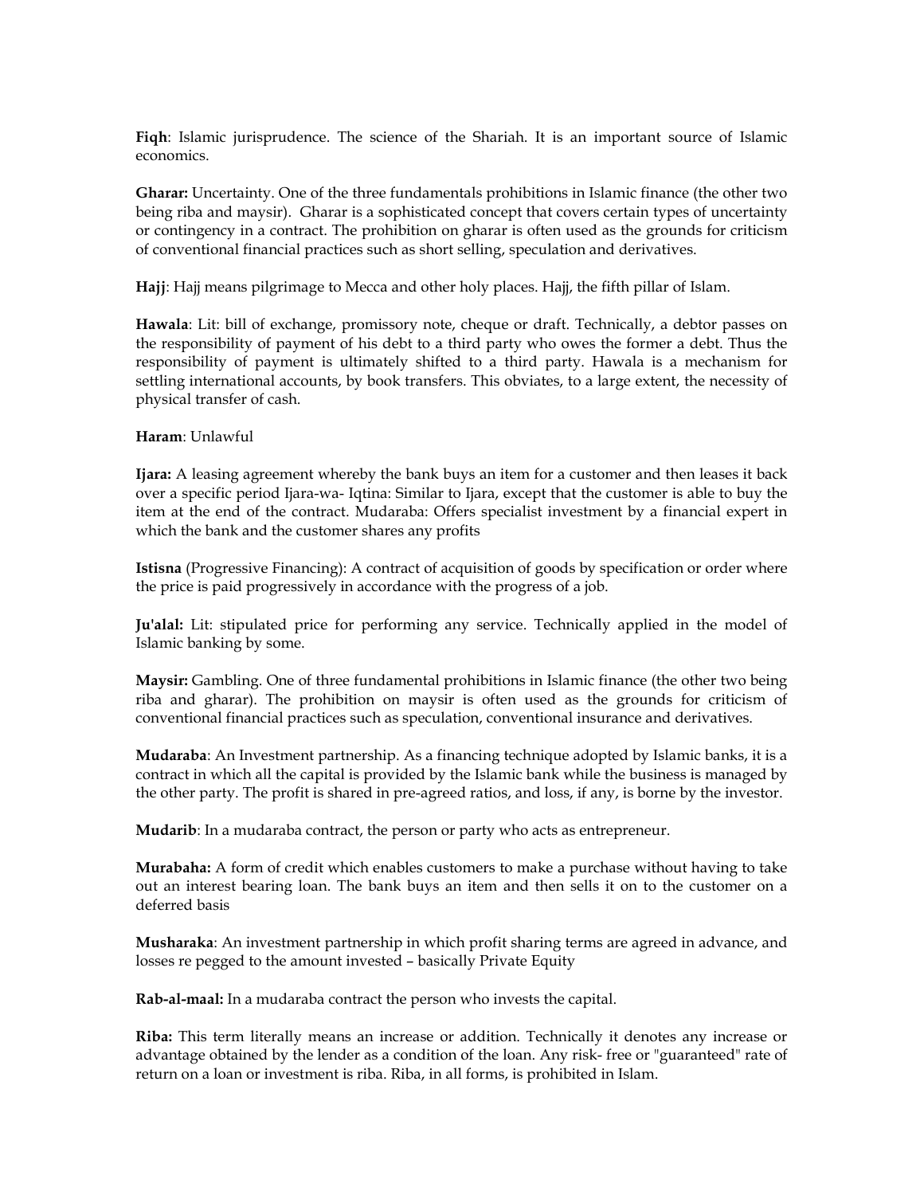**Fiqh**: Islamic jurisprudence. The science of the Shariah. It is an important source of Islamic economics.

**Gharar:** Uncertainty. One of the three fundamentals prohibitions in Islamic finance (the other two being riba and maysir). Gharar is a sophisticated concept that covers certain types of uncertainty or contingency in a contract. The prohibition on gharar is often used as the grounds for criticism of conventional financial practices such as short selling, speculation and derivatives.

**Hajj**: Hajj means pilgrimage to Mecca and other holy places. Hajj, the fifth pillar of Islam.

**Hawala**: Lit: bill of exchange, promissory note, cheque or draft. Technically, a debtor passes on the responsibility of payment of his debt to a third party who owes the former a debt. Thus the responsibility of payment is ultimately shifted to a third party. Hawala is a mechanism for settling international accounts, by book transfers. This obviates, to a large extent, the necessity of physical transfer of cash.

**Haram**: Unlawful

**Ijara:** A leasing agreement whereby the bank buys an item for a customer and then leases it back over a specific period Ijara-wa- Iqtina: Similar to Ijara, except that the customer is able to buy the item at the end of the contract. Mudaraba: Offers specialist investment by a financial expert in which the bank and the customer shares any profits

**Istisna** (Progressive Financing): A contract of acquisition of goods by specification or order where the price is paid progressively in accordance with the progress of a job.

**Ju'alal:** Lit: stipulated price for performing any service. Technically applied in the model of Islamic banking by some.

**Maysir:** Gambling. One of three fundamental prohibitions in Islamic finance (the other two being riba and gharar). The prohibition on maysir is often used as the grounds for criticism of conventional financial practices such as speculation, conventional insurance and derivatives.

**Mudaraba**: An Investment partnership. As a financing technique adopted by Islamic banks, it is a contract in which all the capital is provided by the Islamic bank while the business is managed by the other party. The profit is shared in pre-agreed ratios, and loss, if any, is borne by the investor.

**Mudarib**: In a mudaraba contract, the person or party who acts as entrepreneur.

**Murabaha:** A form of credit which enables customers to make a purchase without having to take out an interest bearing loan. The bank buys an item and then sells it on to the customer on a deferred basis

**Musharaka**: An investment partnership in which profit sharing terms are agreed in advance, and losses re pegged to the amount invested – basically Private Equity

**Rab-al-maal:** In a mudaraba contract the person who invests the capital.

**Riba:** This term literally means an increase or addition. Technically it denotes any increase or advantage obtained by the lender as a condition of the loan. Any risk- free or "guaranteed" rate of return on a loan or investment is riba. Riba, in all forms, is prohibited in Islam.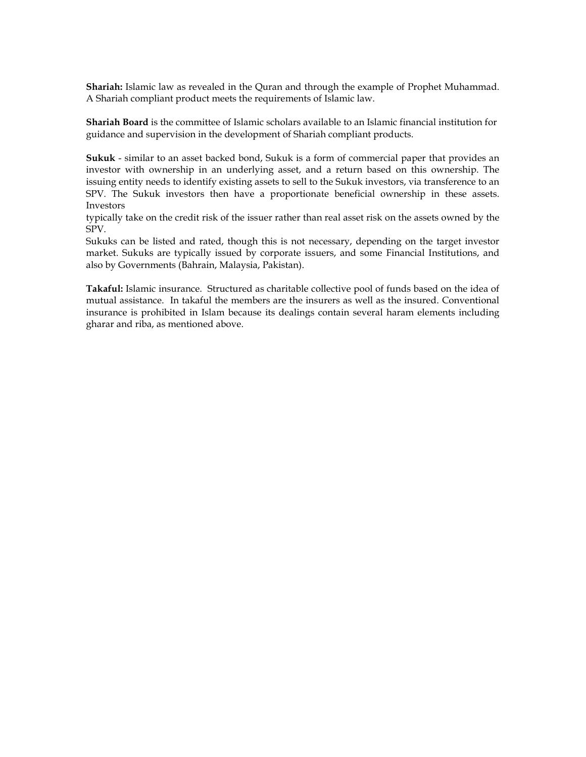**Shariah:** Islamic law as revealed in the Quran and through the example of Prophet Muhammad. A Shariah compliant product meets the requirements of Islamic law.

**Shariah Board** is the committee of Islamic scholars available to an Islamic financial institution for guidance and supervision in the development of Shariah compliant products.

**Sukuk** - similar to an asset backed bond, Sukuk is a form of commercial paper that provides an investor with ownership in an underlying asset, and a return based on this ownership. The issuing entity needs to identify existing assets to sell to the Sukuk investors, via transference to an SPV. The Sukuk investors then have a proportionate beneficial ownership in these assets. Investors
typically take on the credit risk of the issuer rather than real asset risk on the assets owned by the SPV.
Sukuks can be listed and rated, though this is not necessary, depending on the target investor market. Sukuks are typically issued by corporate issuers, and some Financial Institutions, and also by Governments (Bahrain, Malaysia, Pakistan).

**Takaful:** Islamic insurance. Structured as charitable collective pool of funds based on the idea of mutual assistance. In takaful the members are the insurers as well as the insured. Conventional insurance is prohibited in Islam because its dealings contain several haram elements including gharar and riba, as mentioned above.